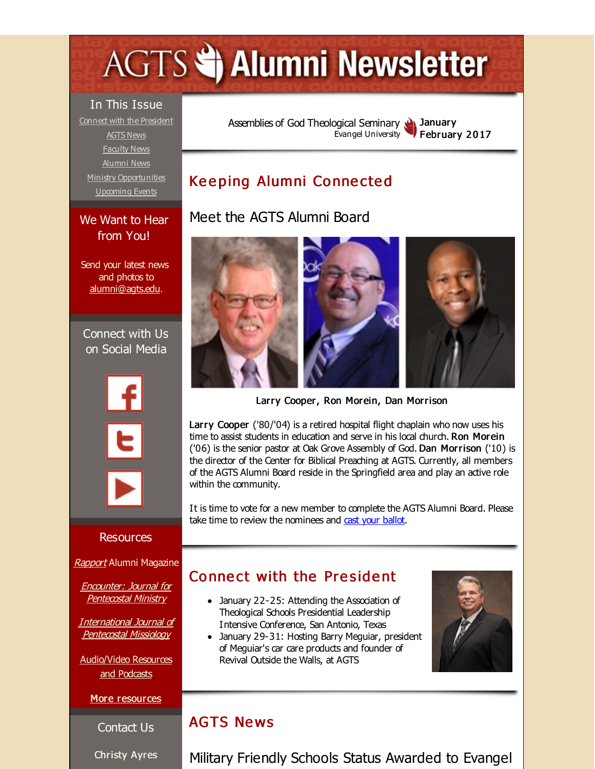# AGTS Alumni Newsletter

## In This Issue

Connect with the President
AGTS News
Faculty News
Alumni News
Ministry Opportunities
Upcoming Events

## We Want to Hear from You!

Send your latest news and photos to alumni@agts.edu.

## Connect with Us on Social Media

## Resources

*Rapport* Alumni Magazine

*Encounter: Journal for Pentecostal Ministry*

*International Journal of Pentecostal Missiology*

Audio/Video Resources and Podcasts

**More resources**

## Contact Us

**Christy Ayres**

Assemblies of God Theological Seminary
Evangel University

**January February 2017**

## Keeping Alumni Connected

### Meet the AGTS Alumni Board

**Larry Cooper, Ron Morein, Dan Morrison**

**Larry Cooper** ('80/'04) is a retired hospital flight chaplain who now uses his time to assist students in education and serve in his local church. **Ron Morein** ('06) is the senior pastor at Oak Grove Assembly of God. **Dan Morrison** ('10) is the director of the Center for Biblical Preaching at AGTS. Currently, all members of the AGTS Alumni Board reside in the Springfield area and play an active role within the community.

It is time to vote for a new member to complete the AGTS Alumni Board. Please take time to review the nominees and cast your ballot.

## Connect with the President

- January 22-25: Attending the Association of Theological Schools Presidential Leadership Intensive Conference, San Antonio, Texas
- January 29-31: Hosting Barry Meguiar, president of Meguiar's car care products and founder of Revival Outside the Walls, at AGTS

## AGTS News

### Military Friendly Schools Status Awarded to Evangel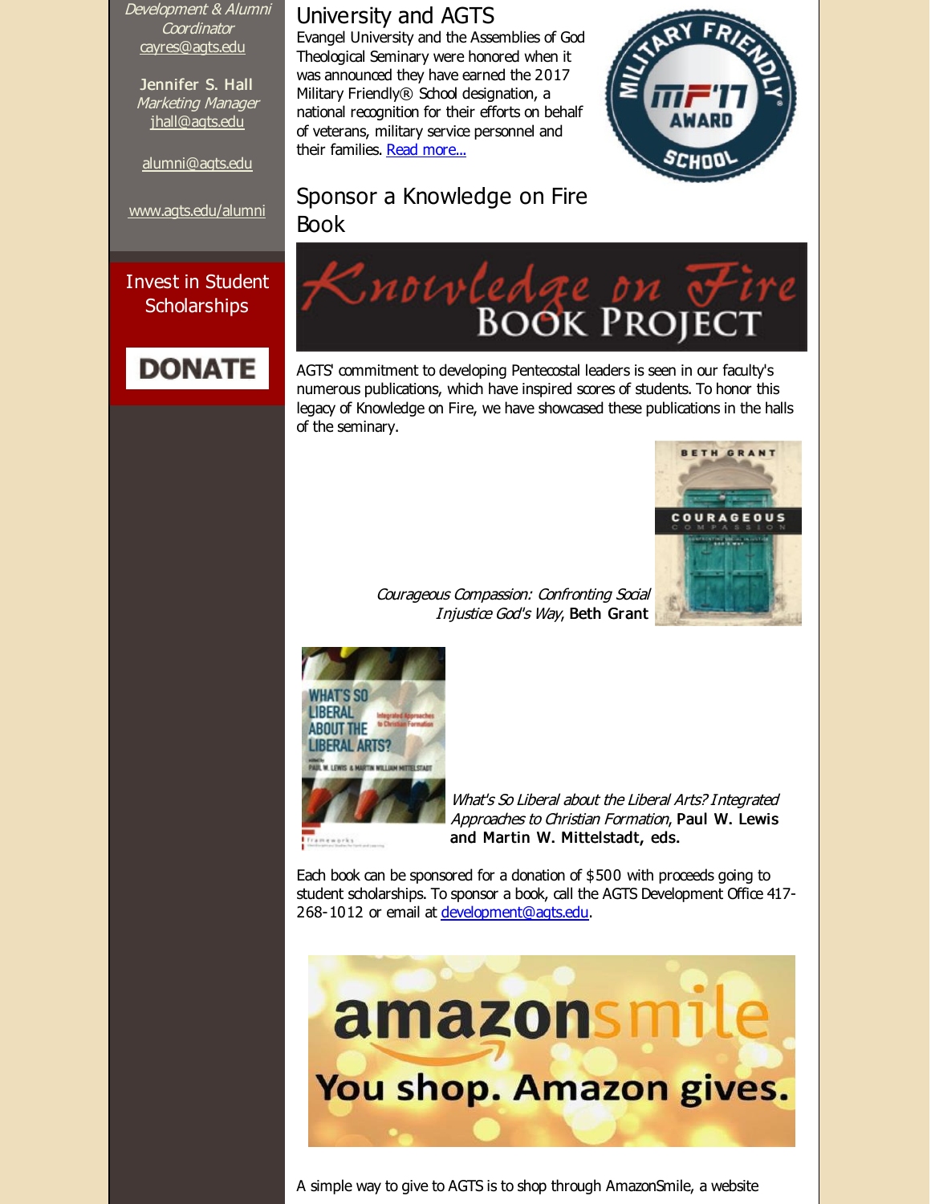*Development & Alumni Coordinator*
cayres@agts.edu

Jennifer S. Hall
*Marketing Manager*
jhall@agts.edu

alumni@agts.edu

www.agts.edu/alumni

Invest in Student Scholarships

DONATE

University and AGTS

Evangel University and the Assemblies of God Theological Seminary were honored when it was announced they have earned the 2017 Military Friendly® School designation, a national recognition for their efforts on behalf of veterans, military service personnel and their families. Read more...

## Sponsor a Knowledge on Fire Book

AGTS' commitment to developing Pentecostal leaders is seen in our faculty's numerous publications, which have inspired scores of students. To honor this legacy of Knowledge on Fire, we have showcased these publications in the halls of the seminary.

*Courageous Compassion: Confronting Social Injustice God's Way*, **Beth Grant**

*What's So Liberal about the Liberal Arts? Integrated Approaches to Christian Formation*, **Paul W. Lewis and Martin W. Mittelstadt, eds.**

Each book can be sponsored for a donation of $500 with proceeds going to student scholarships. To sponsor a book, call the AGTS Development Office 417-268-1012 or email at development@agts.edu.

A simple way to give to AGTS is to shop through AmazonSmile, a website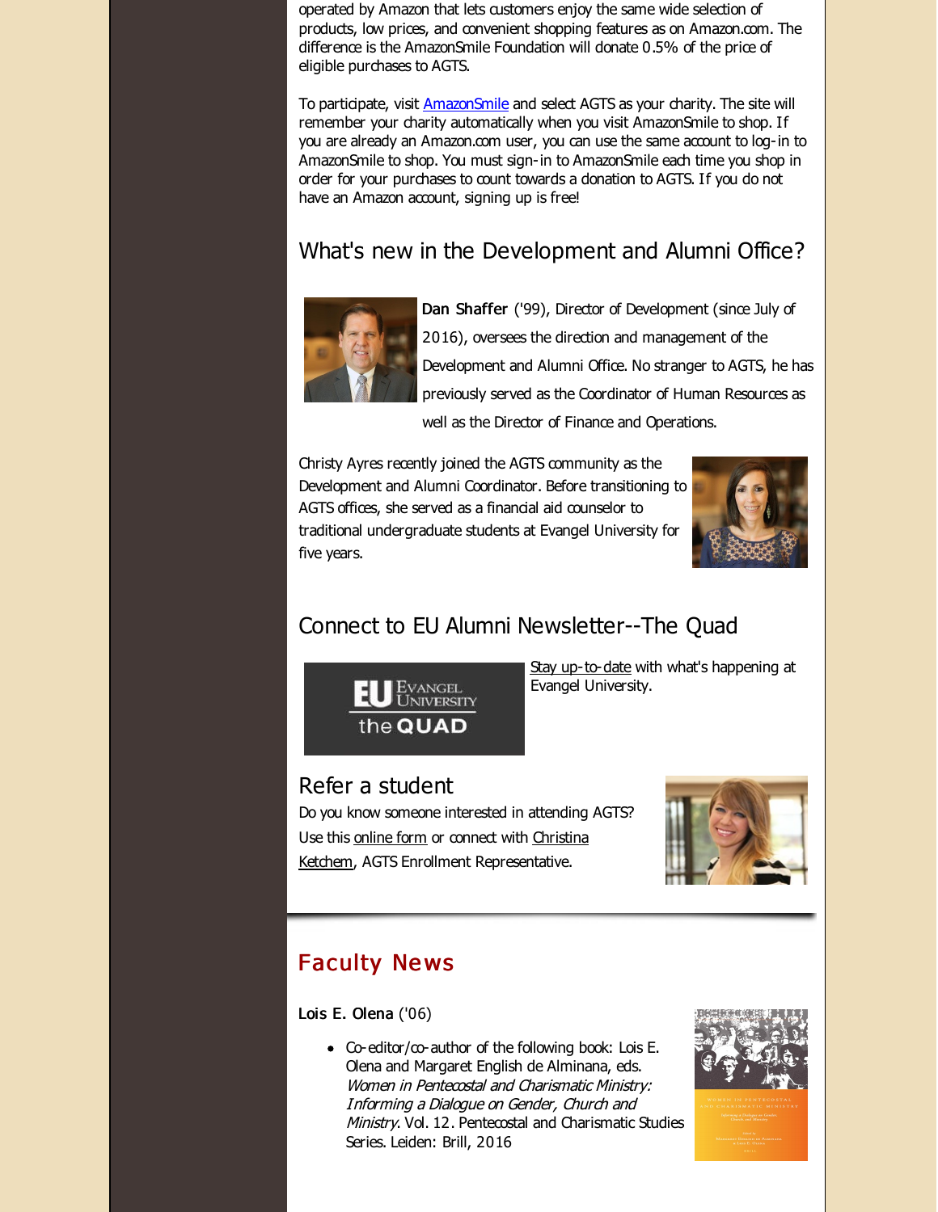operated by Amazon that lets customers enjoy the same wide selection of products, low prices, and convenient shopping features as on Amazon.com. The difference is the AmazonSmile Foundation will donate 0.5% of the price of eligible purchases to AGTS.

To participate, visit AmazonSmile and select AGTS as your charity. The site will remember your charity automatically when you visit AmazonSmile to shop. If you are already an Amazon.com user, you can use the same account to log-in to AmazonSmile to shop. You must sign-in to AmazonSmile each time you shop in order for your purchases to count towards a donation to AGTS. If you do not have an Amazon account, signing up is free!

## What's new in the Development and Alumni Office?

**Dan Shaffer** ('99), Director of Development (since July of 2016), oversees the direction and management of the Development and Alumni Office. No stranger to AGTS, he has previously served as the Coordinator of Human Resources as well as the Director of Finance and Operations.

Christy Ayres recently joined the AGTS community as the Development and Alumni Coordinator. Before transitioning to AGTS offices, she served as a financial aid counselor to traditional undergraduate students at Evangel University for five years.

## Connect to EU Alumni Newsletter--The Quad

Stay up-to-date with what's happening at Evangel University.

## Refer a student

Do you know someone interested in attending AGTS? Use this online form or connect with Christina Ketchem, AGTS Enrollment Representative.

## Faculty News

**Lois E. Olena** ('06)

- Co-editor/co-author of the following book: Lois E. Olena and Margaret English de Alminana, eds. *Women in Pentecostal and Charismatic Ministry: Informing a Dialogue on Gender, Church and Ministry*. Vol. 12. Pentecostal and Charismatic Studies Series. Leiden: Brill, 2016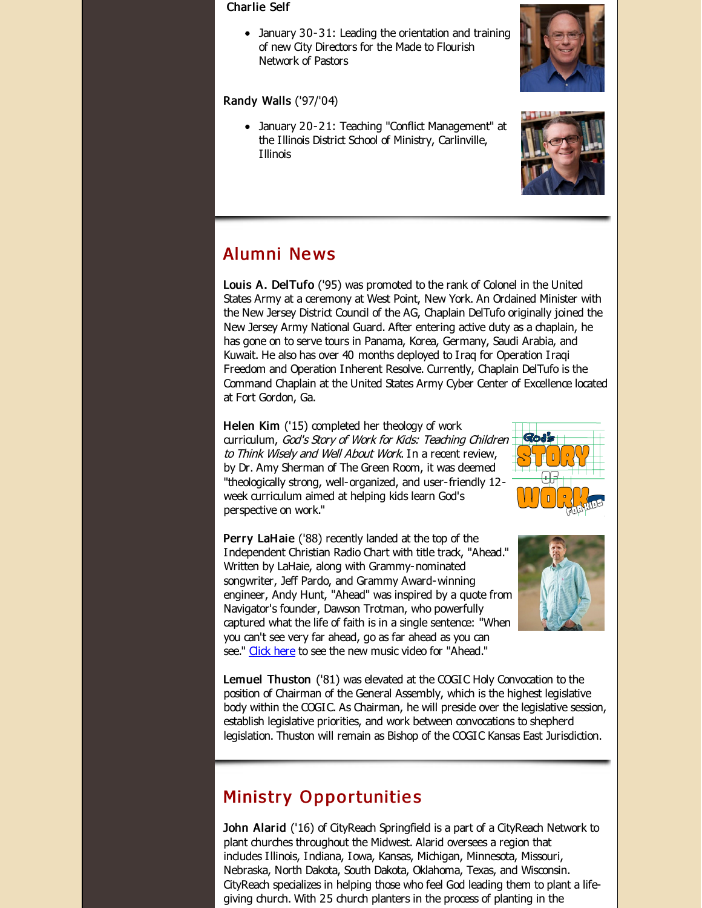**Charlie Self**

- January 30-31: Leading the orientation and training of new City Directors for the Made to Flourish Network of Pastors

**Randy Walls** ('97/'04)

- January 20-21: Teaching "Conflict Management" at the Illinois District School of Ministry, Carlinville, Illinois

## Alumni News

**Louis A. DelTufo** ('95) was promoted to the rank of Colonel in the United States Army at a ceremony at West Point, New York. An Ordained Minister with the New Jersey District Council of the AG, Chaplain DelTufo originally joined the New Jersey Army National Guard. After entering active duty as a chaplain, he has gone on to serve tours in Panama, Korea, Germany, Saudi Arabia, and Kuwait. He also has over 40 months deployed to Iraq for Operation Iraqi Freedom and Operation Inherent Resolve. Currently, Chaplain DelTufo is the Command Chaplain at the United States Army Cyber Center of Excellence located at Fort Gordon, Ga.

**Helen Kim** ('15) completed her theology of work curriculum, *God's Story of Work for Kids: Teaching Children to Think Wisely and Well About Work*. In a recent review, by Dr. Amy Sherman of The Green Room, it was deemed "theologically strong, well-organized, and user-friendly 12-week curriculum aimed at helping kids learn God's perspective on work."

**Perry LaHaie** ('88) recently landed at the top of the Independent Christian Radio Chart with title track, "Ahead." Written by LaHaie, along with Grammy-nominated songwriter, Jeff Pardo, and Grammy Award-winning engineer, Andy Hunt, "Ahead" was inspired by a quote from Navigator's founder, Dawson Trotman, who powerfully captured what the life of faith is in a single sentence: "When you can't see very far ahead, go as far ahead as you can see." Click here to see the new music video for "Ahead."

**Lemuel Thuston** ('81) was elevated at the COGIC Holy Convocation to the position of Chairman of the General Assembly, which is the highest legislative body within the COGIC. As Chairman, he will preside over the legislative session, establish legislative priorities, and work between convocations to shepherd legislation. Thuston will remain as Bishop of the COGIC Kansas East Jurisdiction.

## Ministry Opportunities

**John Alarid** ('16) of CityReach Springfield is a part of a CityReach Network to plant churches throughout the Midwest. Alarid oversees a region that includes Illinois, Indiana, Iowa, Kansas, Michigan, Minnesota, Missouri, Nebraska, North Dakota, South Dakota, Oklahoma, Texas, and Wisconsin. CityReach specializes in helping those who feel God leading them to plant a life-giving church. With 25 church planters in the process of planting in the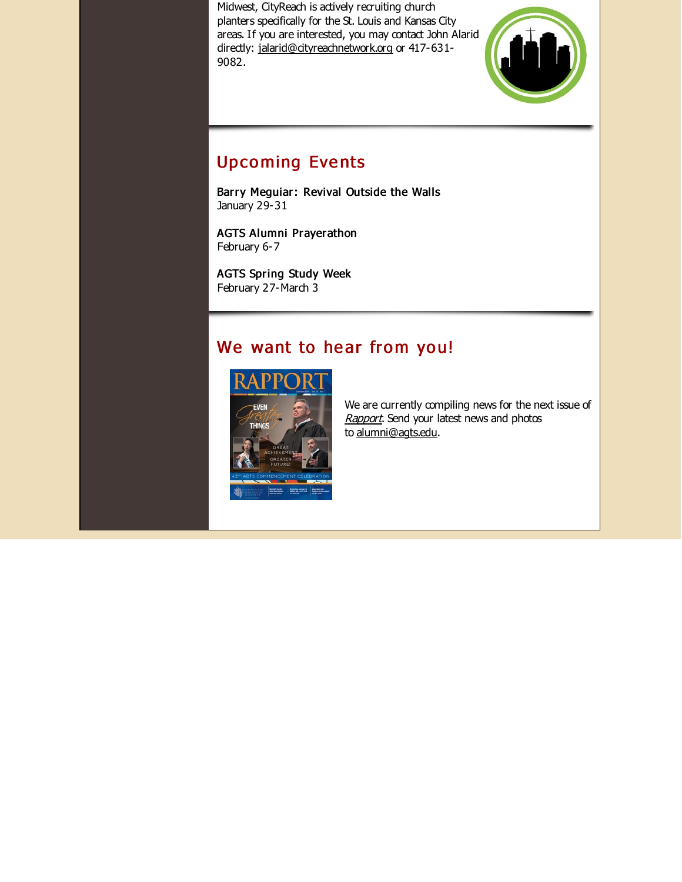Midwest, CityReach is actively recruiting church planters specifically for the St. Louis and Kansas City areas. If you are interested, you may contact John Alarid directly: jalarid@cityreachnetwork.org or 417-631-9082.

## Upcoming Events

**Barry Meguiar: Revival Outside the Walls**
January 29-31

**AGTS Alumni Prayerathon**
February 6-7

**AGTS Spring Study Week**
February 27-March 3

## We want to hear from you!

We are currently compiling news for the next issue of *Rapport*. Send your latest news and photos to alumni@agts.edu.